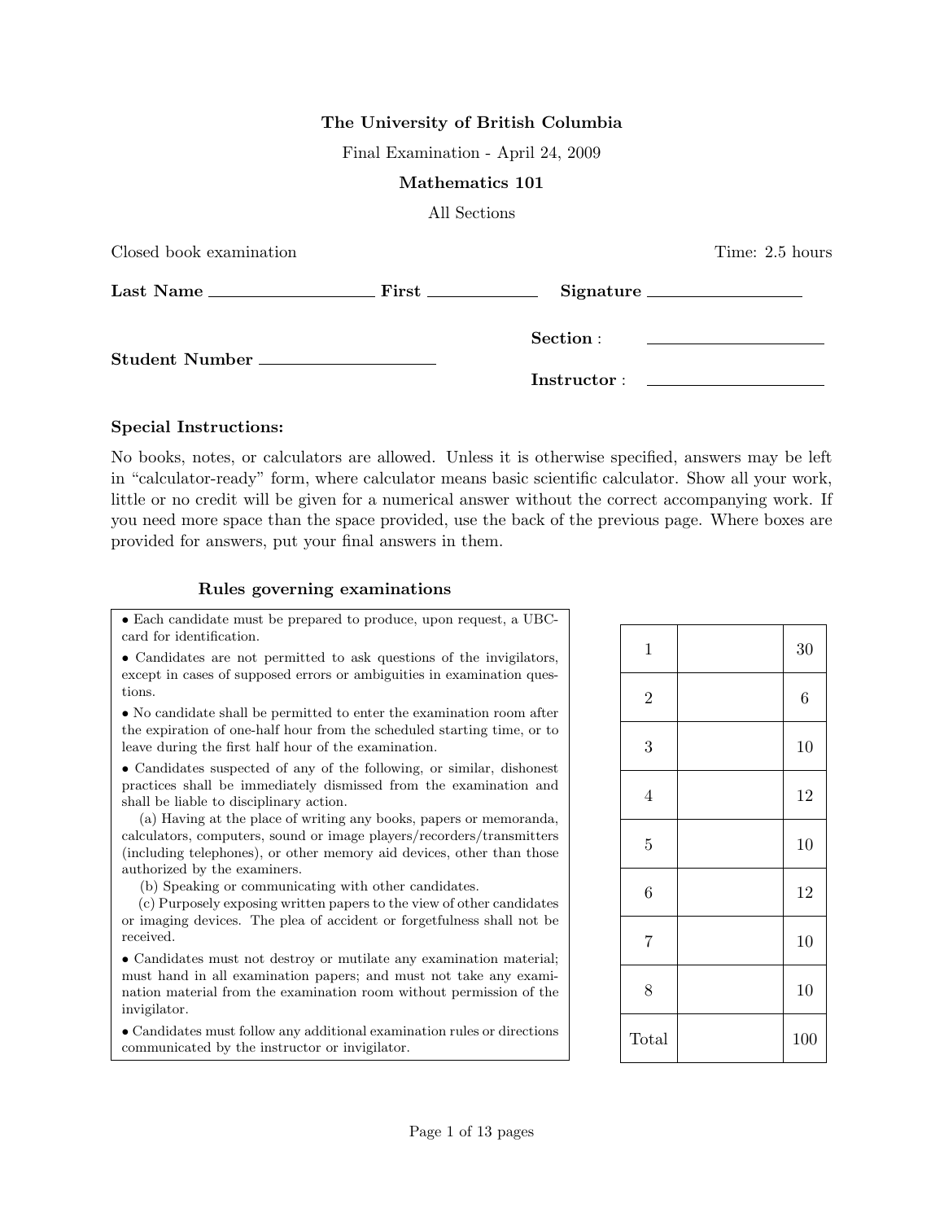**The University of British Columbia**

Final Examination - April 24, 2009

**Mathematics 101**

All Sections

Closed book examination Time: 2.5 hours

**Last Name** ____________________ **First** _____________ **Signature** ________________

**Section** : ____________________

**Student Number** ____________________

**Instructor** : ____________________

**Special Instructions:**

No books, notes, or calculators are allowed. Unless it is otherwise specified, answers may be left in "calculator-ready" form, where calculator means basic scientific calculator. Show all your work, little or no credit will be given for a numerical answer without the correct accompanying work. If you need more space than the space provided, use the back of the previous page. Where boxes are provided for answers, put your final answers in them.

**Rules governing examinations**

- Each candidate must be prepared to produce, upon request, a UBC-card for identification.
- Candidates are not permitted to ask questions of the invigilators, except in cases of supposed errors or ambiguities in examination questions.
- No candidate shall be permitted to enter the examination room after the expiration of one-half hour from the scheduled starting time, or to leave during the first half hour of the examination.
- Candidates suspected of any of the following, or similar, dishonest practices shall be immediately dismissed from the examination and shall be liable to disciplinary action.
  (a) Having at the place of writing any books, papers or memoranda, calculators, computers, sound or image players/recorders/transmitters (including telephones), or other memory aid devices, other than those authorized by the examiners.
  (b) Speaking or communicating with other candidates.
  (c) Purposely exposing written papers to the view of other candidates or imaging devices. The plea of accident or forgetfulness shall not be received.
- Candidates must not destroy or mutilate any examination material; must hand in all examination papers; and must not take any examination material from the examination room without permission of the invigilator.
- Candidates must follow any additional examination rules or directions communicated by the instructor or invigilator.

| Question | Score | Marks |
|---|---|---|
| 1 | | 30 |
| 2 | | 6 |
| 3 | | 10 |
| 4 | | 12 |
| 5 | | 10 |
| 6 | | 12 |
| 7 | | 10 |
| 8 | | 10 |
| Total | | 100 |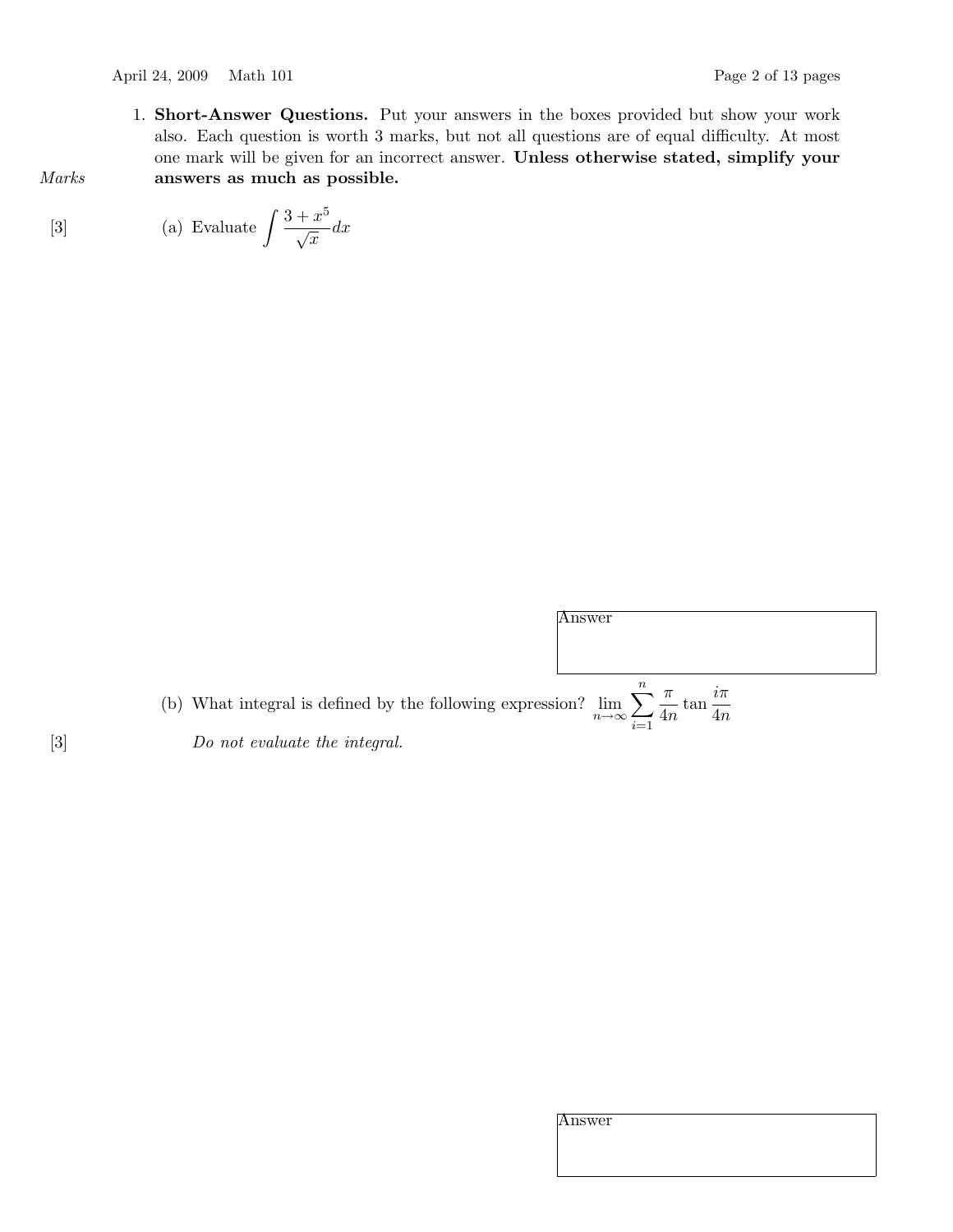1. **Short-Answer Questions.** Put your answers in the boxes provided but show your work also. Each question is worth 3 marks, but not all questions are of equal difficulty. At most one mark will be given for an incorrect answer. **Unless otherwise stated, simplify your answers as much as possible.**

*Marks*

[3] (a) Evaluate $\int \frac{3 + x^5}{\sqrt{x}} dx$

Answer

[3] (b) What integral is defined by the following expression? $\lim_{n\to\infty} \sum_{i=1}^{n} \frac{\pi}{4n} \tan \frac{i\pi}{4n}$

*Do not evaluate the integral.*

Answer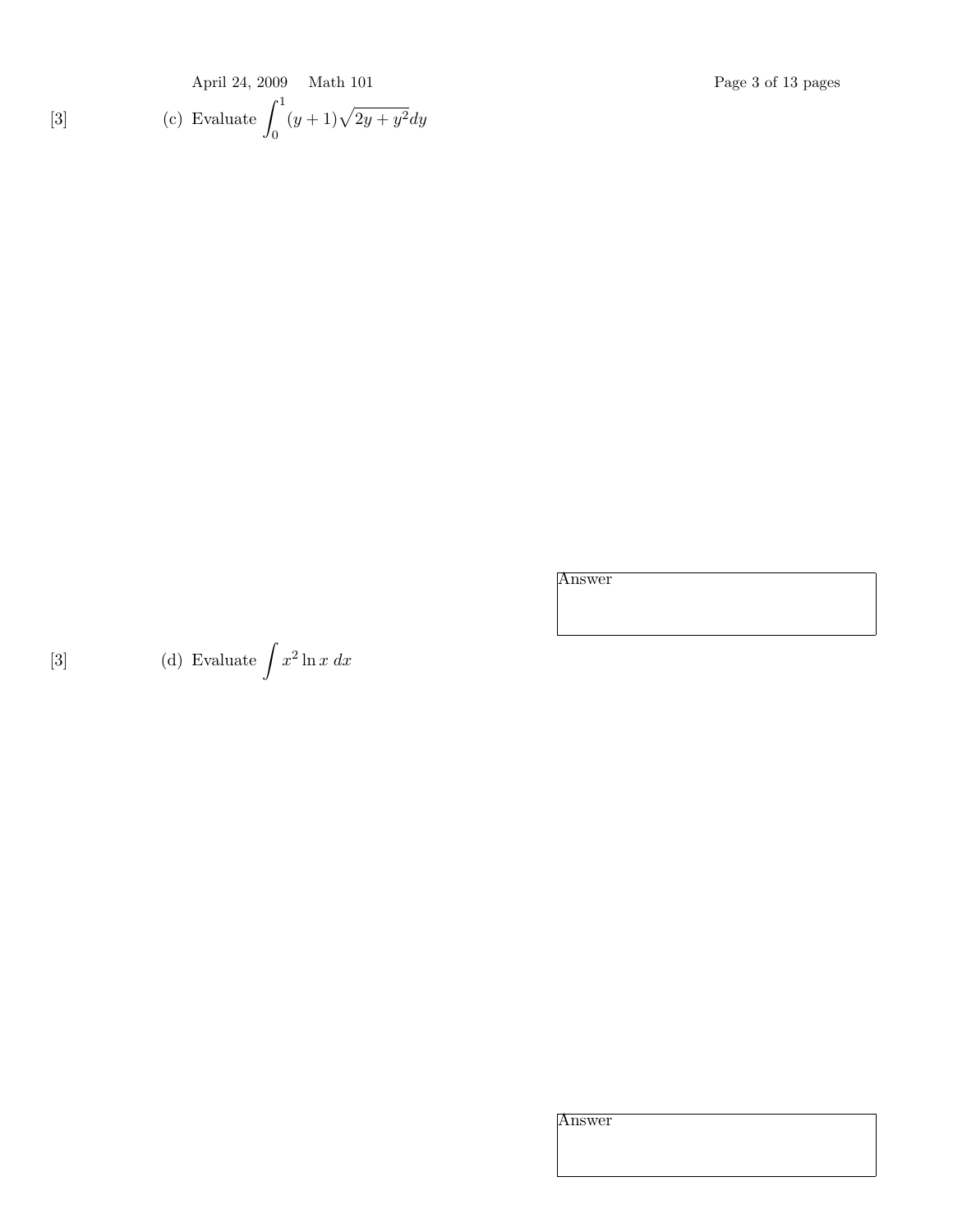[3] (c) Evaluate $\displaystyle\int_0^1 (y+1)\sqrt{2y+y^2}\,dy$

Answer

[3] (d) Evaluate $\displaystyle\int x^2 \ln x \; dx$

Answer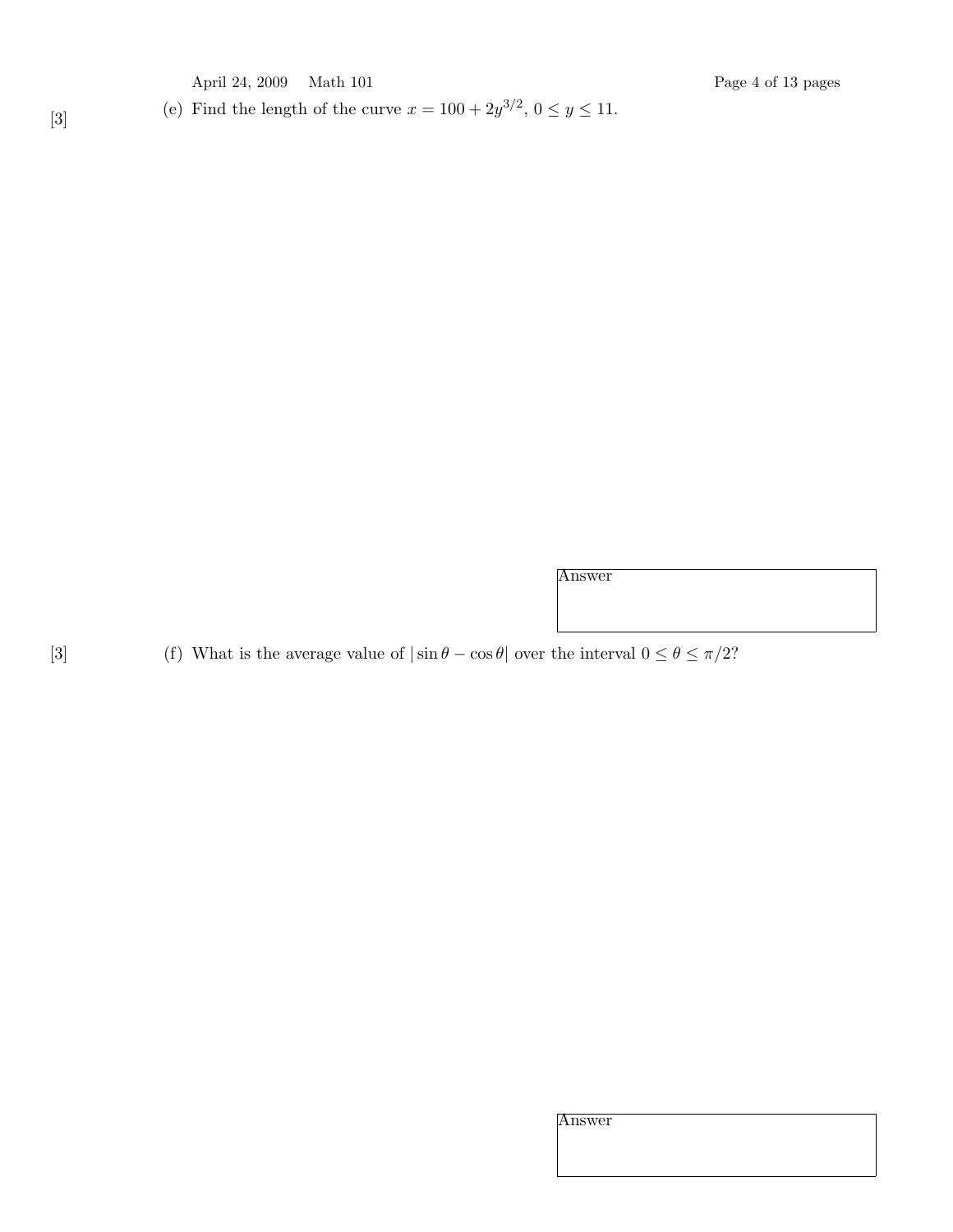[3] (e) Find the length of the curve $x = 100 + 2y^{3/2}$, $0 \leq y \leq 11$.

Answer

[3] (f) What is the average value of $|\sin\theta - \cos\theta|$ over the interval $0 \leq \theta \leq \pi/2$?

Answer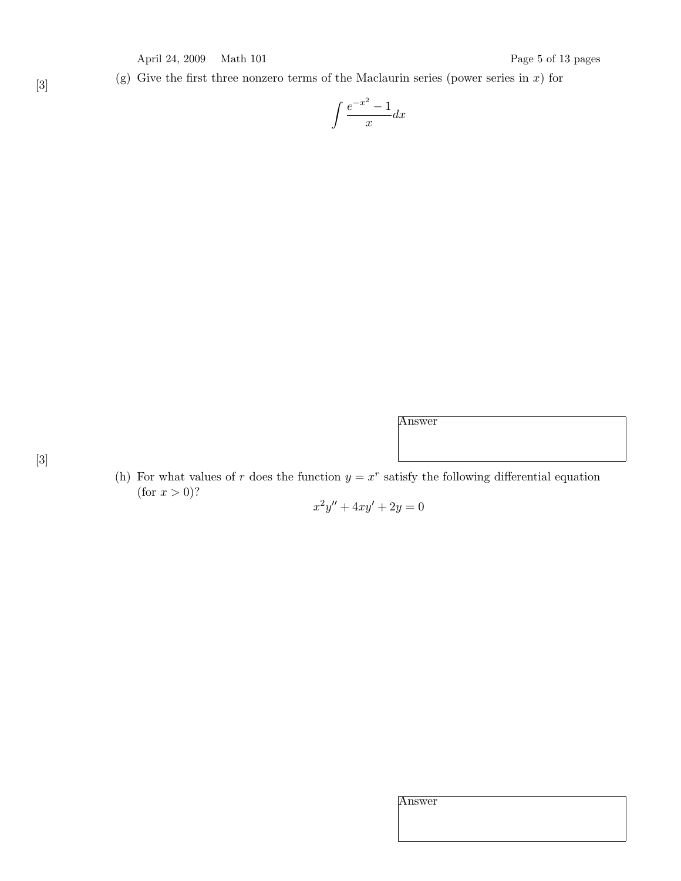[3] (g) Give the first three nonzero terms of the Maclaurin series (power series in $x$) for

$$\int \frac{e^{-x^2} - 1}{x} dx$$

Answer

[3] (h) For what values of $r$ does the function $y = x^r$ satisfy the following differential equation (for $x > 0$)?

$$x^2 y'' + 4xy' + 2y = 0$$

Answer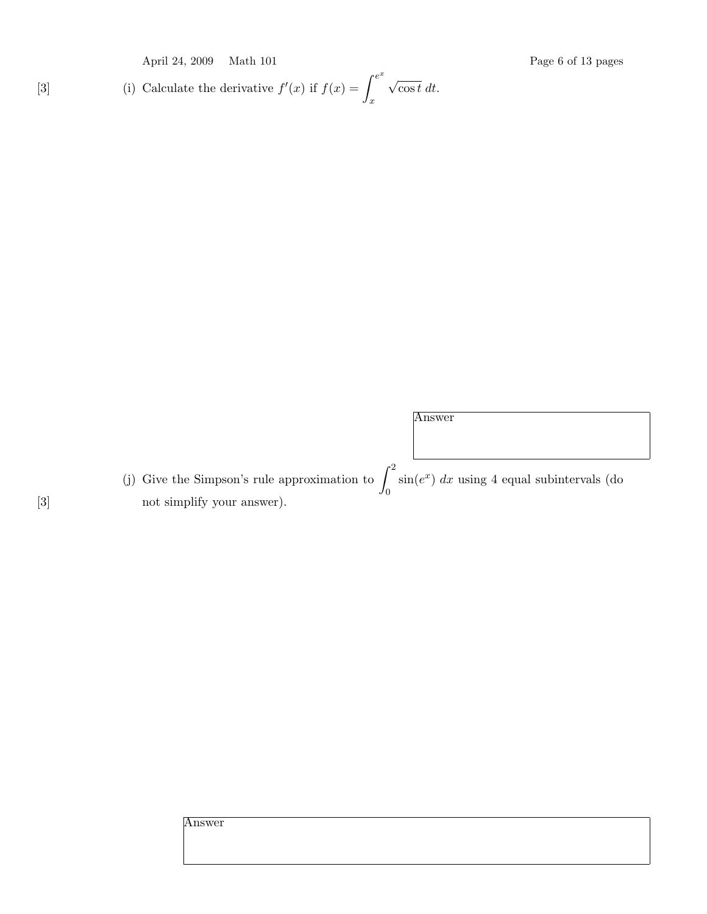[3] (i) Calculate the derivative $f'(x)$ if $f(x) = \int_{x}^{e^x} \sqrt{\cos t}\, dt$.

Answer

[3] (j) Give the Simpson's rule approximation to $\int_0^2 \sin(e^x)\, dx$ using 4 equal subintervals (do not simplify your answer).

Answer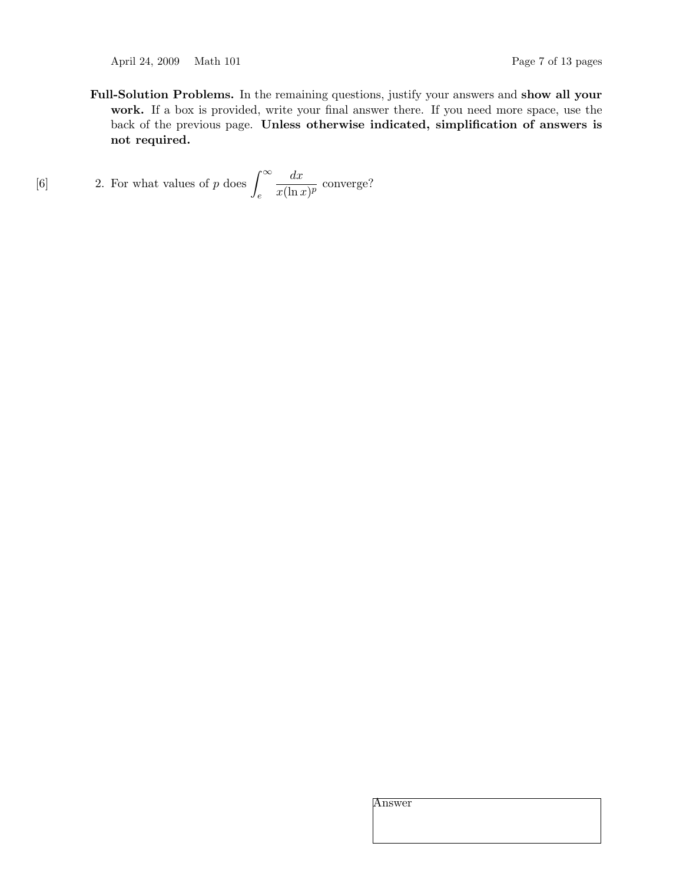**Full-Solution Problems.** In the remaining questions, justify your answers and **show all your work.** If a box is provided, write your final answer there. If you need more space, use the back of the previous page. **Unless otherwise indicated, simplification of answers is not required.**

[6] 2. For what values of $p$ does $\displaystyle\int_e^\infty \frac{dx}{x(\ln x)^p}$ converge?

Answer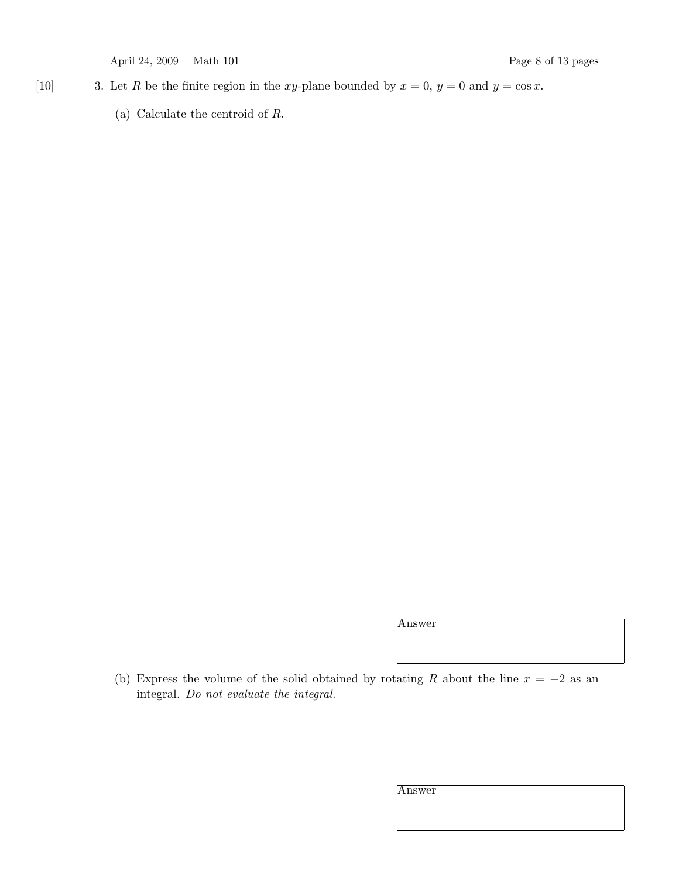[10] 3. Let $R$ be the finite region in the $xy$-plane bounded by $x = 0$, $y = 0$ and $y = \cos x$.

(a) Calculate the centroid of $R$.

Answer

(b) Express the volume of the solid obtained by rotating $R$ about the line $x = -2$ as an integral. *Do not evaluate the integral.*

Answer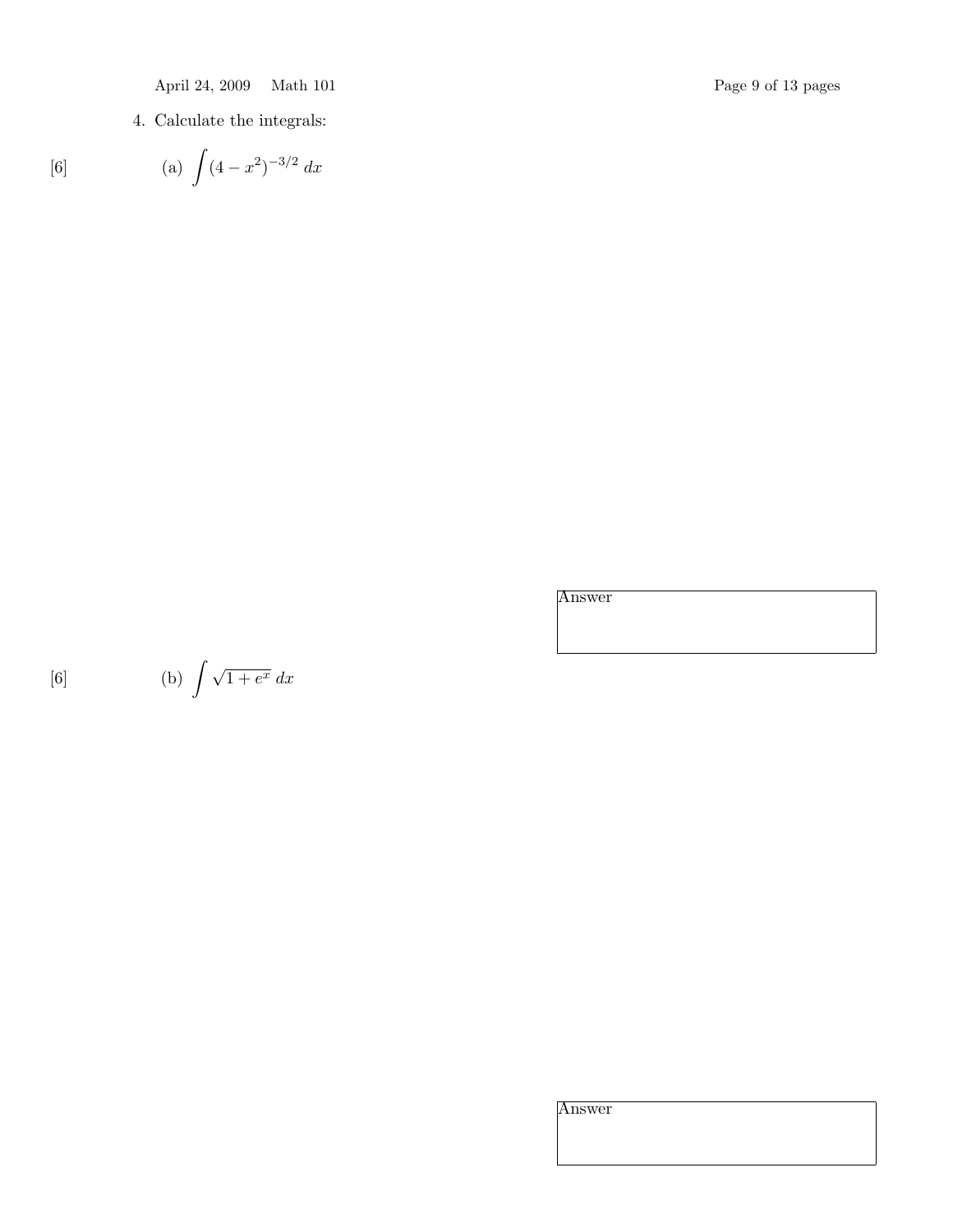4. Calculate the integrals:

[6] (a) $\displaystyle\int (4 - x^2)^{-3/2} \, dx$

Answer

[6] (b) $\displaystyle\int \sqrt{1 + e^x} \, dx$

Answer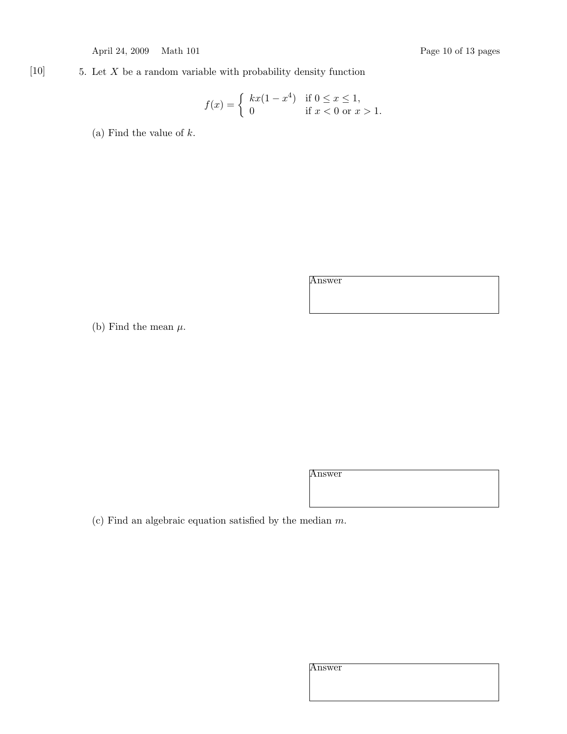[10] 5. Let $X$ be a random variable with probability density function

$$f(x) = \begin{cases} kx(1-x^4) & \text{if } 0 \leq x \leq 1, \\ 0 & \text{if } x < 0 \text{ or } x > 1. \end{cases}$$

(a) Find the value of $k$.

Answer

(b) Find the mean $\mu$.

Answer

(c) Find an algebraic equation satisfied by the median $m$.

Answer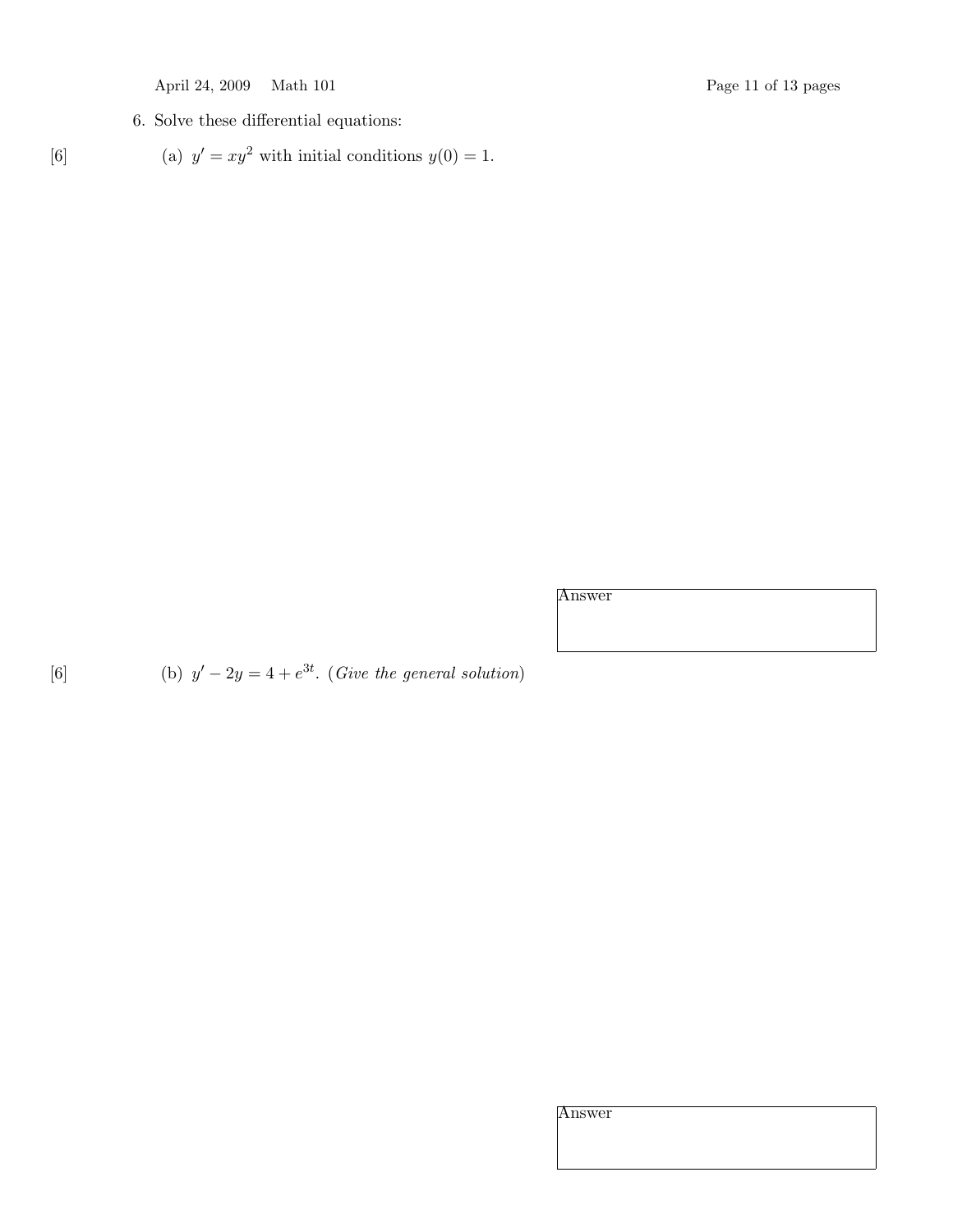6. Solve these differential equations:

[6] (a) $y' = xy^2$ with initial conditions $y(0) = 1$.

Answer

[6] (b) $y' - 2y = 4 + e^{3t}$. (*Give the general solution*)

Answer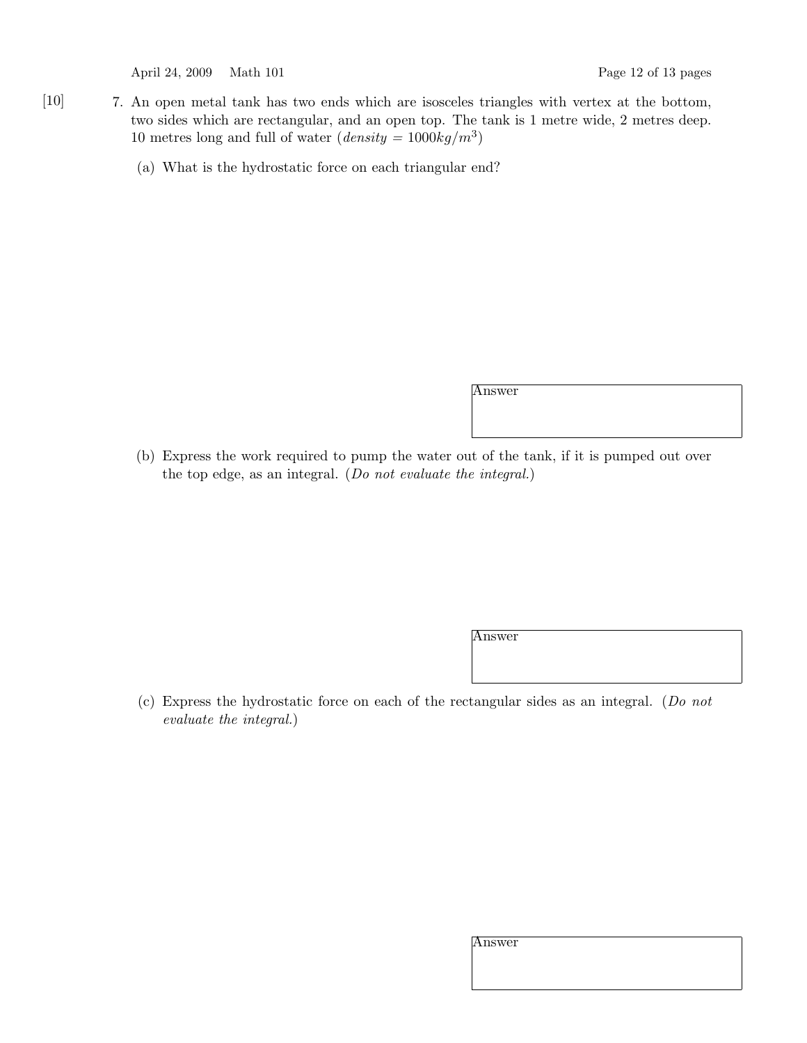[10] 7. An open metal tank has two ends which are isosceles triangles with vertex at the bottom, two sides which are rectangular, and an open top. The tank is 1 metre wide, 2 metres deep. 10 metres long and full of water (*density* $= 1000 kg/m^3$)

(a) What is the hydrostatic force on each triangular end?

Answer

(b) Express the work required to pump the water out of the tank, if it is pumped out over the top edge, as an integral. (*Do not evaluate the integral.*)

Answer

(c) Express the hydrostatic force on each of the rectangular sides as an integral. (*Do not evaluate the integral.*)

Answer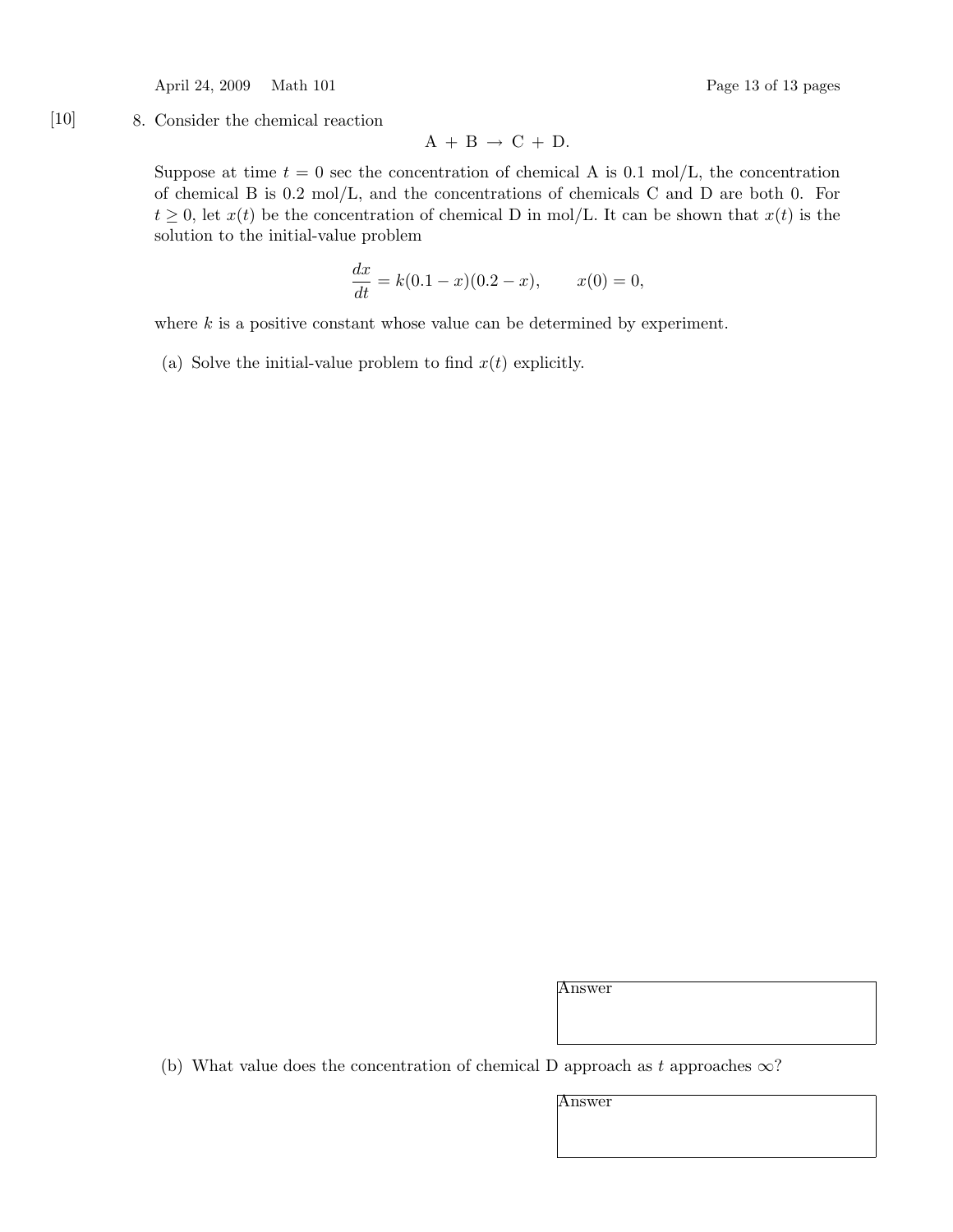[10] 8. Consider the chemical reaction

$$A + B \rightarrow C + D.$$

Suppose at time $t = 0$ sec the concentration of chemical A is 0.1 mol/L, the concentration of chemical B is 0.2 mol/L, and the concentrations of chemicals C and D are both 0. For $t \geq 0$, let $x(t)$ be the concentration of chemical D in mol/L. It can be shown that $x(t)$ is the solution to the initial-value problem

$$\frac{dx}{dt} = k(0.1 - x)(0.2 - x), \qquad x(0) = 0,$$

where $k$ is a positive constant whose value can be determined by experiment.

(a) Solve the initial-value problem to find $x(t)$ explicitly.

Answer

(b) What value does the concentration of chemical D approach as $t$ approaches $\infty$?

Answer